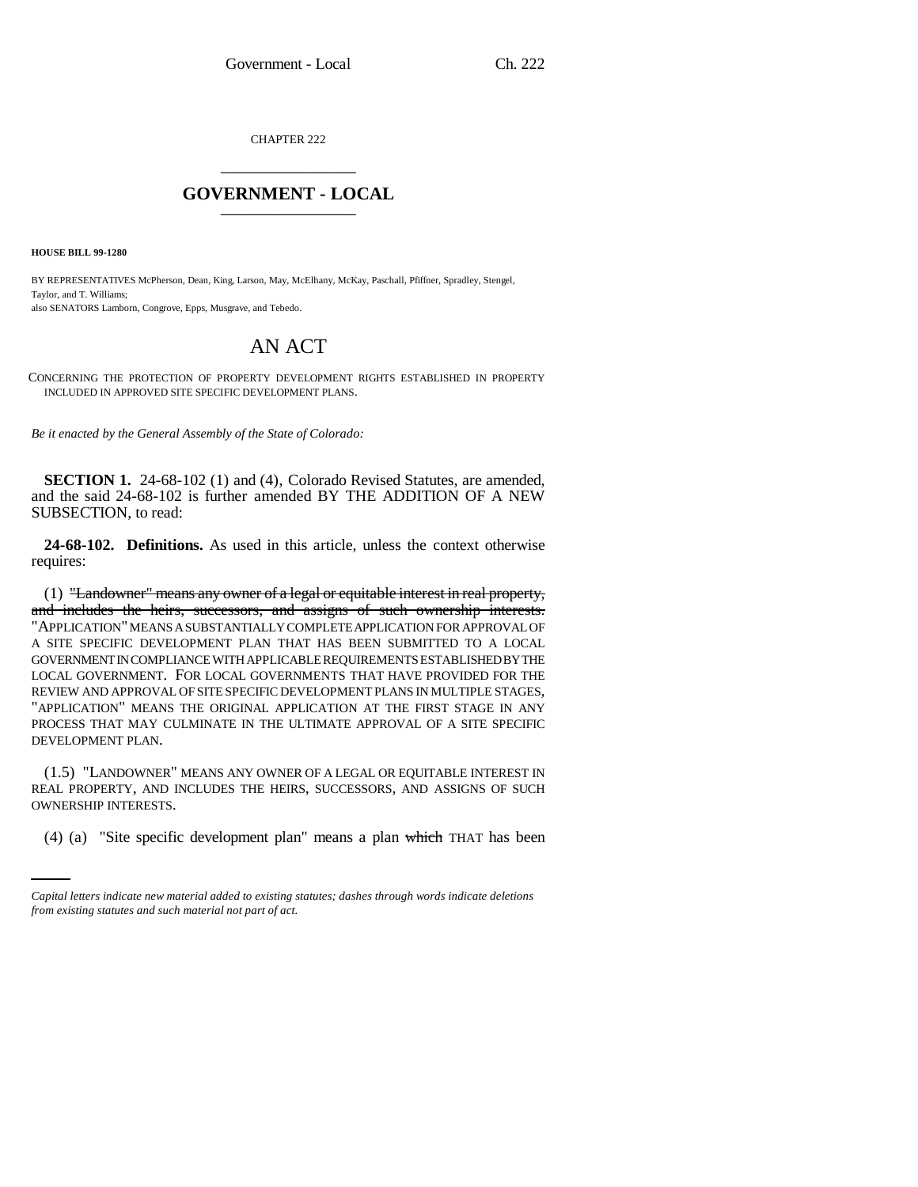CHAPTER 222

## GOVERNMENT - LOCAL

**HOUSE BILL 99-1280**

BY REPRESENTATIVES McPherson, Dean, King, Larson, May, McElhany, McKay, Paschall, Pfiffner, Spradley, Stengel, Taylor, and T. Williams;
also SENATORS Lamborn, Congrove, Epps, Musgrave, and Tebedo.

# AN ACT

CONCERNING THE PROTECTION OF PROPERTY DEVELOPMENT RIGHTS ESTABLISHED IN PROPERTY INCLUDED IN APPROVED SITE SPECIFIC DEVELOPMENT PLANS.

*Be it enacted by the General Assembly of the State of Colorado:*

**SECTION 1.** 24-68-102 (1) and (4), Colorado Revised Statutes, are amended, and the said 24-68-102 is further amended BY THE ADDITION OF A NEW SUBSECTION, to read:

**24-68-102. Definitions.** As used in this article, unless the context otherwise requires:

(1) ~~"Landowner" means any owner of a legal or equitable interest in real property, and includes the heirs, successors, and assigns of such ownership interests.~~ "APPLICATION" MEANS A SUBSTANTIALLY COMPLETE APPLICATION FOR APPROVAL OF A SITE SPECIFIC DEVELOPMENT PLAN THAT HAS BEEN SUBMITTED TO A LOCAL GOVERNMENT IN COMPLIANCE WITH APPLICABLE REQUIREMENTS ESTABLISHED BY THE LOCAL GOVERNMENT. FOR LOCAL GOVERNMENTS THAT HAVE PROVIDED FOR THE REVIEW AND APPROVAL OF SITE SPECIFIC DEVELOPMENT PLANS IN MULTIPLE STAGES, "APPLICATION" MEANS THE ORIGINAL APPLICATION AT THE FIRST STAGE IN ANY PROCESS THAT MAY CULMINATE IN THE ULTIMATE APPROVAL OF A SITE SPECIFIC DEVELOPMENT PLAN.

(1.5) "LANDOWNER" MEANS ANY OWNER OF A LEGAL OR EQUITABLE INTEREST IN REAL PROPERTY, AND INCLUDES THE HEIRS, SUCCESSORS, AND ASSIGNS OF SUCH OWNERSHIP INTERESTS.

(4) (a) "Site specific development plan" means a plan ~~which~~ THAT has been

*Capital letters indicate new material added to existing statutes; dashes through words indicate deletions from existing statutes and such material not part of act.*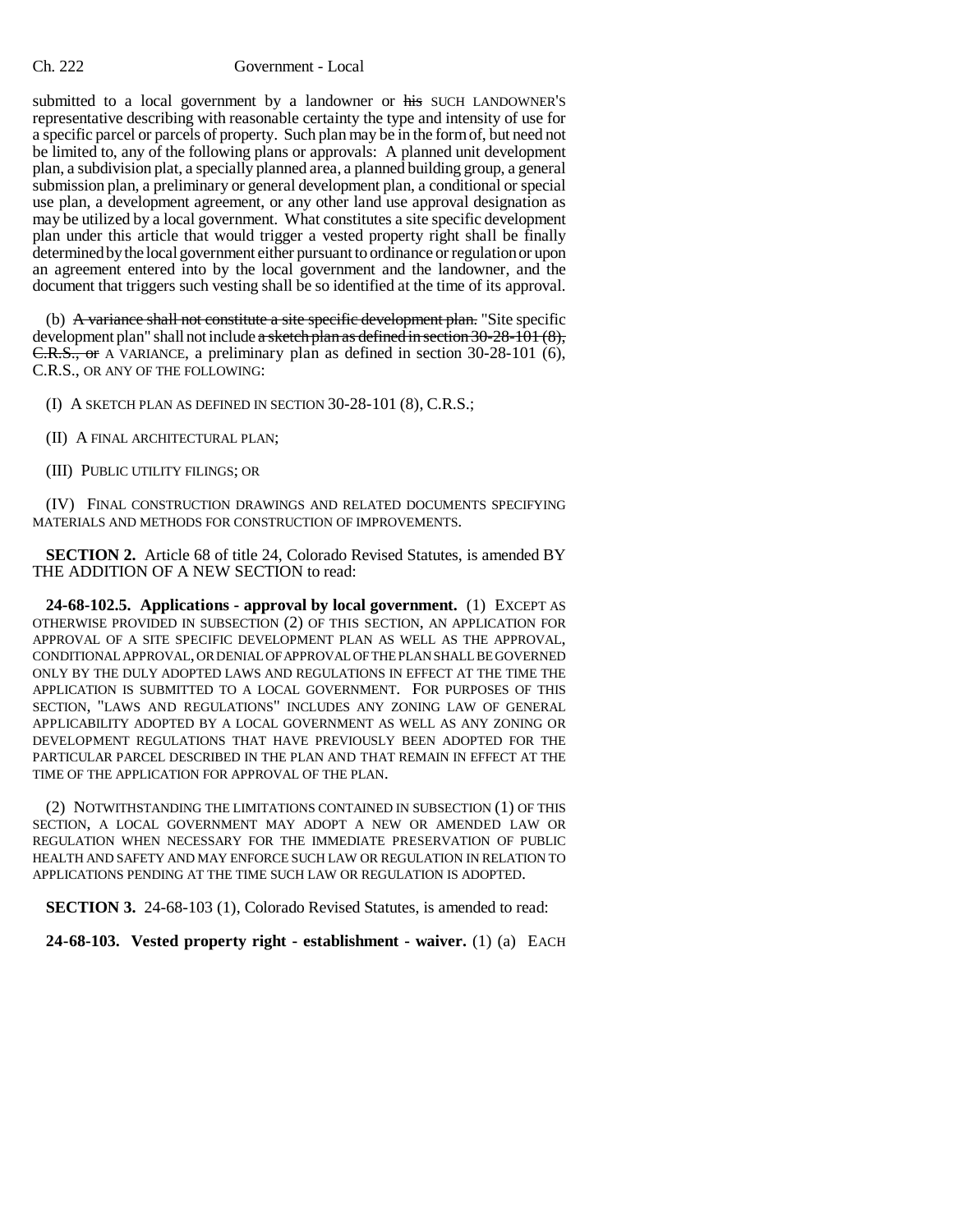submitted to a local government by a landowner or ~~his~~ SUCH LANDOWNER'S representative describing with reasonable certainty the type and intensity of use for a specific parcel or parcels of property. Such plan may be in the form of, but need not be limited to, any of the following plans or approvals: A planned unit development plan, a subdivision plat, a specially planned area, a planned building group, a general submission plan, a preliminary or general development plan, a conditional or special use plan, a development agreement, or any other land use approval designation as may be utilized by a local government. What constitutes a site specific development plan under this article that would trigger a vested property right shall be finally determined by the local government either pursuant to ordinance or regulation or upon an agreement entered into by the local government and the landowner, and the document that triggers such vesting shall be so identified at the time of its approval.

(b) ~~A variance shall not constitute a site specific development plan.~~ "Site specific development plan" shall not include ~~a sketch plan as defined in section 30-28-101 (8), C.R.S., or~~ A VARIANCE, a preliminary plan as defined in section 30-28-101 (6), C.R.S., OR ANY OF THE FOLLOWING:

(I) A SKETCH PLAN AS DEFINED IN SECTION 30-28-101 (8), C.R.S.;

(II) A FINAL ARCHITECTURAL PLAN;

(III) PUBLIC UTILITY FILINGS; OR

(IV) FINAL CONSTRUCTION DRAWINGS AND RELATED DOCUMENTS SPECIFYING MATERIALS AND METHODS FOR CONSTRUCTION OF IMPROVEMENTS.

**SECTION 2.** Article 68 of title 24, Colorado Revised Statutes, is amended BY THE ADDITION OF A NEW SECTION to read:

**24-68-102.5. Applications - approval by local government.** (1) EXCEPT AS OTHERWISE PROVIDED IN SUBSECTION (2) OF THIS SECTION, AN APPLICATION FOR APPROVAL OF A SITE SPECIFIC DEVELOPMENT PLAN AS WELL AS THE APPROVAL, CONDITIONAL APPROVAL, OR DENIAL OF APPROVAL OF THE PLAN SHALL BE GOVERNED ONLY BY THE DULY ADOPTED LAWS AND REGULATIONS IN EFFECT AT THE TIME THE APPLICATION IS SUBMITTED TO A LOCAL GOVERNMENT. FOR PURPOSES OF THIS SECTION, "LAWS AND REGULATIONS" INCLUDES ANY ZONING LAW OF GENERAL APPLICABILITY ADOPTED BY A LOCAL GOVERNMENT AS WELL AS ANY ZONING OR DEVELOPMENT REGULATIONS THAT HAVE PREVIOUSLY BEEN ADOPTED FOR THE PARTICULAR PARCEL DESCRIBED IN THE PLAN AND THAT REMAIN IN EFFECT AT THE TIME OF THE APPLICATION FOR APPROVAL OF THE PLAN.

(2) NOTWITHSTANDING THE LIMITATIONS CONTAINED IN SUBSECTION (1) OF THIS SECTION, A LOCAL GOVERNMENT MAY ADOPT A NEW OR AMENDED LAW OR REGULATION WHEN NECESSARY FOR THE IMMEDIATE PRESERVATION OF PUBLIC HEALTH AND SAFETY AND MAY ENFORCE SUCH LAW OR REGULATION IN RELATION TO APPLICATIONS PENDING AT THE TIME SUCH LAW OR REGULATION IS ADOPTED.

**SECTION 3.** 24-68-103 (1), Colorado Revised Statutes, is amended to read:

**24-68-103. Vested property right - establishment - waiver.** (1) (a) EACH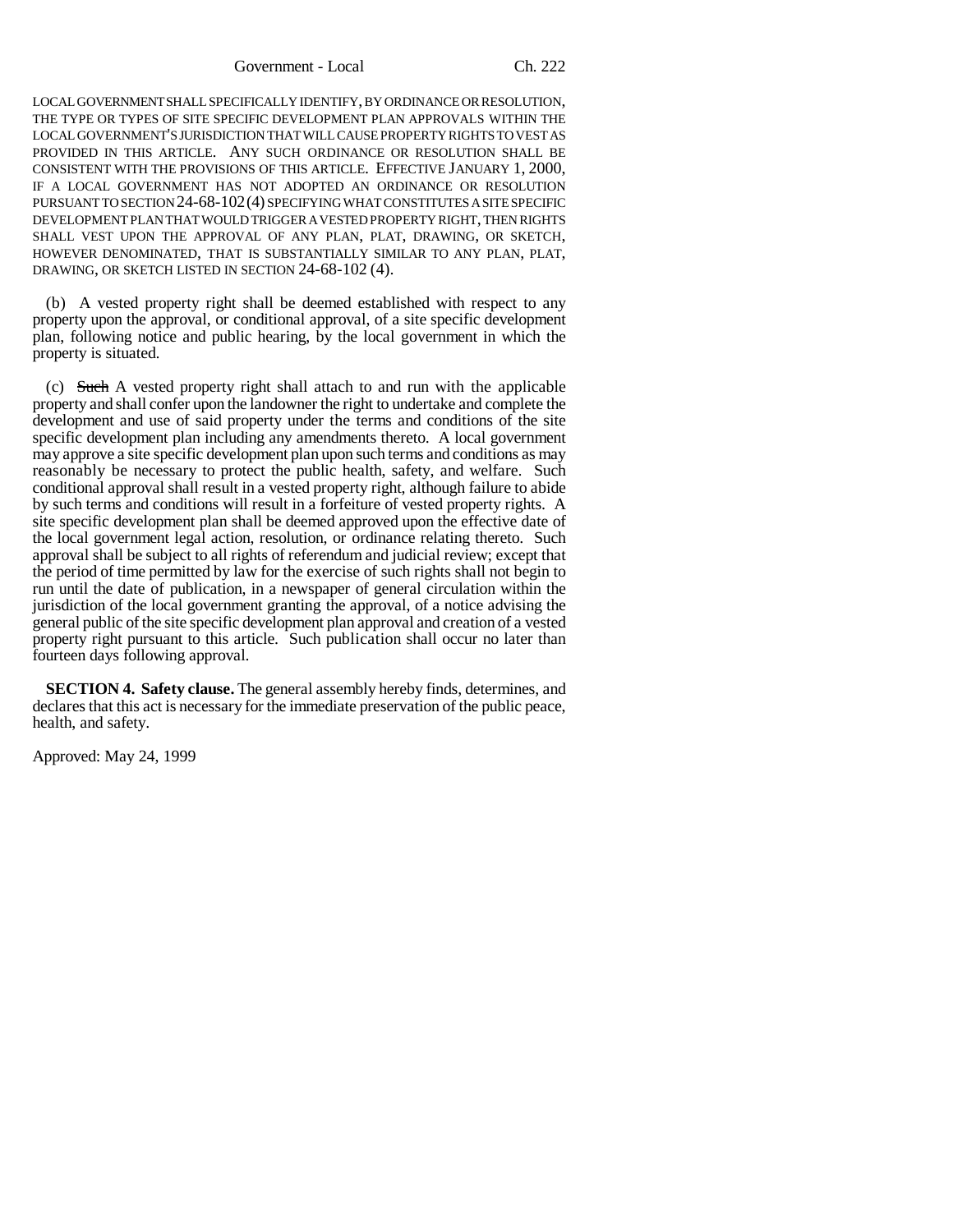LOCAL GOVERNMENT SHALL SPECIFICALLY IDENTIFY, BY ORDINANCE OR RESOLUTION, THE TYPE OR TYPES OF SITE SPECIFIC DEVELOPMENT PLAN APPROVALS WITHIN THE LOCAL GOVERNMENT'S JURISDICTION THAT WILL CAUSE PROPERTY RIGHTS TO VEST AS PROVIDED IN THIS ARTICLE. ANY SUCH ORDINANCE OR RESOLUTION SHALL BE CONSISTENT WITH THE PROVISIONS OF THIS ARTICLE. EFFECTIVE JANUARY 1, 2000, IF A LOCAL GOVERNMENT HAS NOT ADOPTED AN ORDINANCE OR RESOLUTION PURSUANT TO SECTION 24-68-102 (4) SPECIFYING WHAT CONSTITUTES A SITE SPECIFIC DEVELOPMENT PLAN THAT WOULD TRIGGER A VESTED PROPERTY RIGHT, THEN RIGHTS SHALL VEST UPON THE APPROVAL OF ANY PLAN, PLAT, DRAWING, OR SKETCH, HOWEVER DENOMINATED, THAT IS SUBSTANTIALLY SIMILAR TO ANY PLAN, PLAT, DRAWING, OR SKETCH LISTED IN SECTION 24-68-102 (4).

(b) A vested property right shall be deemed established with respect to any property upon the approval, or conditional approval, of a site specific development plan, following notice and public hearing, by the local government in which the property is situated.

(c) ~~Such~~ A vested property right shall attach to and run with the applicable property and shall confer upon the landowner the right to undertake and complete the development and use of said property under the terms and conditions of the site specific development plan including any amendments thereto. A local government may approve a site specific development plan upon such terms and conditions as may reasonably be necessary to protect the public health, safety, and welfare. Such conditional approval shall result in a vested property right, although failure to abide by such terms and conditions will result in a forfeiture of vested property rights. A site specific development plan shall be deemed approved upon the effective date of the local government legal action, resolution, or ordinance relating thereto. Such approval shall be subject to all rights of referendum and judicial review; except that the period of time permitted by law for the exercise of such rights shall not begin to run until the date of publication, in a newspaper of general circulation within the jurisdiction of the local government granting the approval, of a notice advising the general public of the site specific development plan approval and creation of a vested property right pursuant to this article. Such publication shall occur no later than fourteen days following approval.

**SECTION 4. Safety clause.** The general assembly hereby finds, determines, and declares that this act is necessary for the immediate preservation of the public peace, health, and safety.

Approved: May 24, 1999